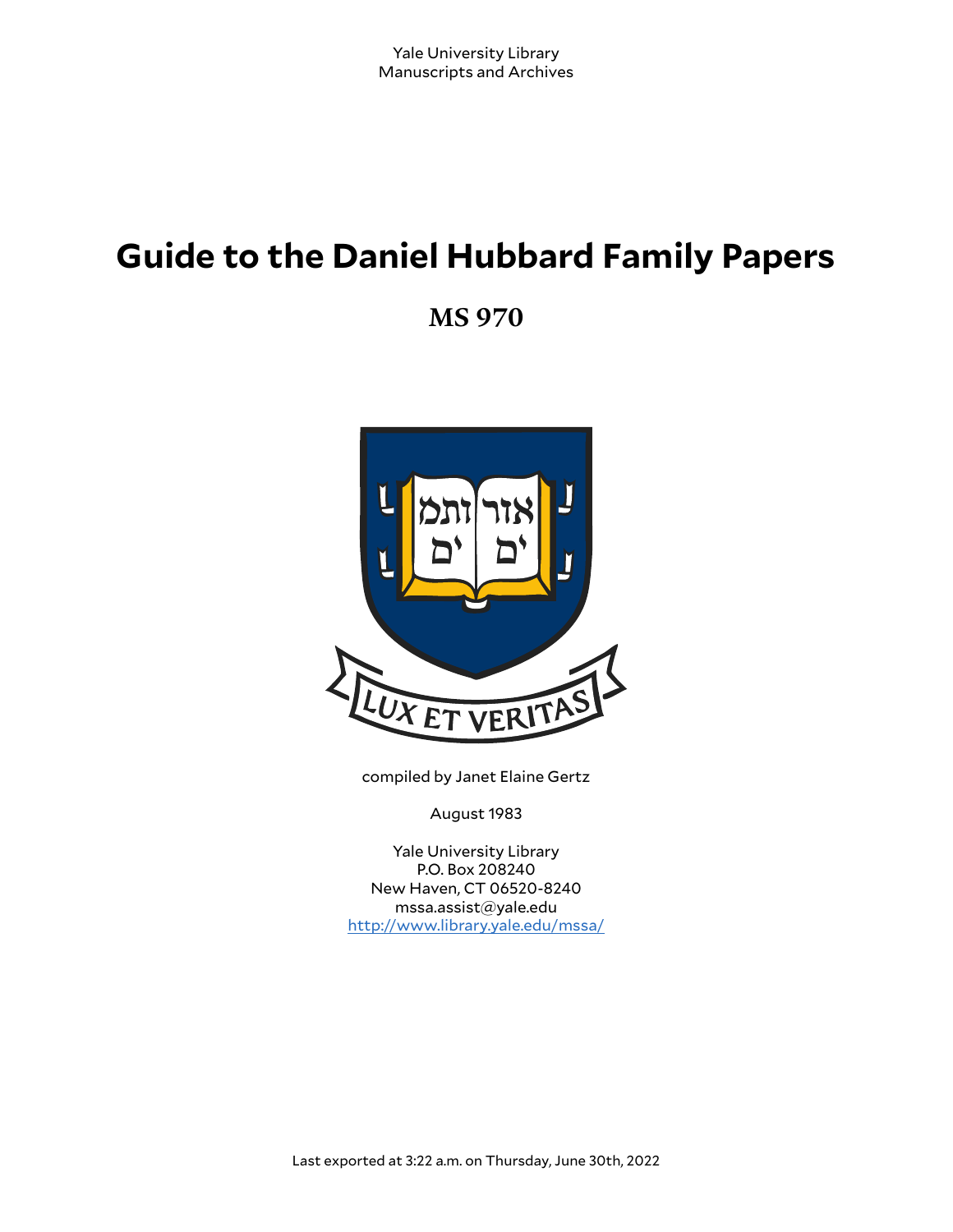Yale University Library
Manuscripts and Archives

# Guide to the Daniel Hubbard Family Papers

## MS 970

compiled by Janet Elaine Gertz

August 1983

Yale University Library
P.O. Box 208240
New Haven, CT 06520-8240
mssa.assist@yale.edu
http://www.library.yale.edu/mssa/

Last exported at 3:22 a.m. on Thursday, June 30th, 2022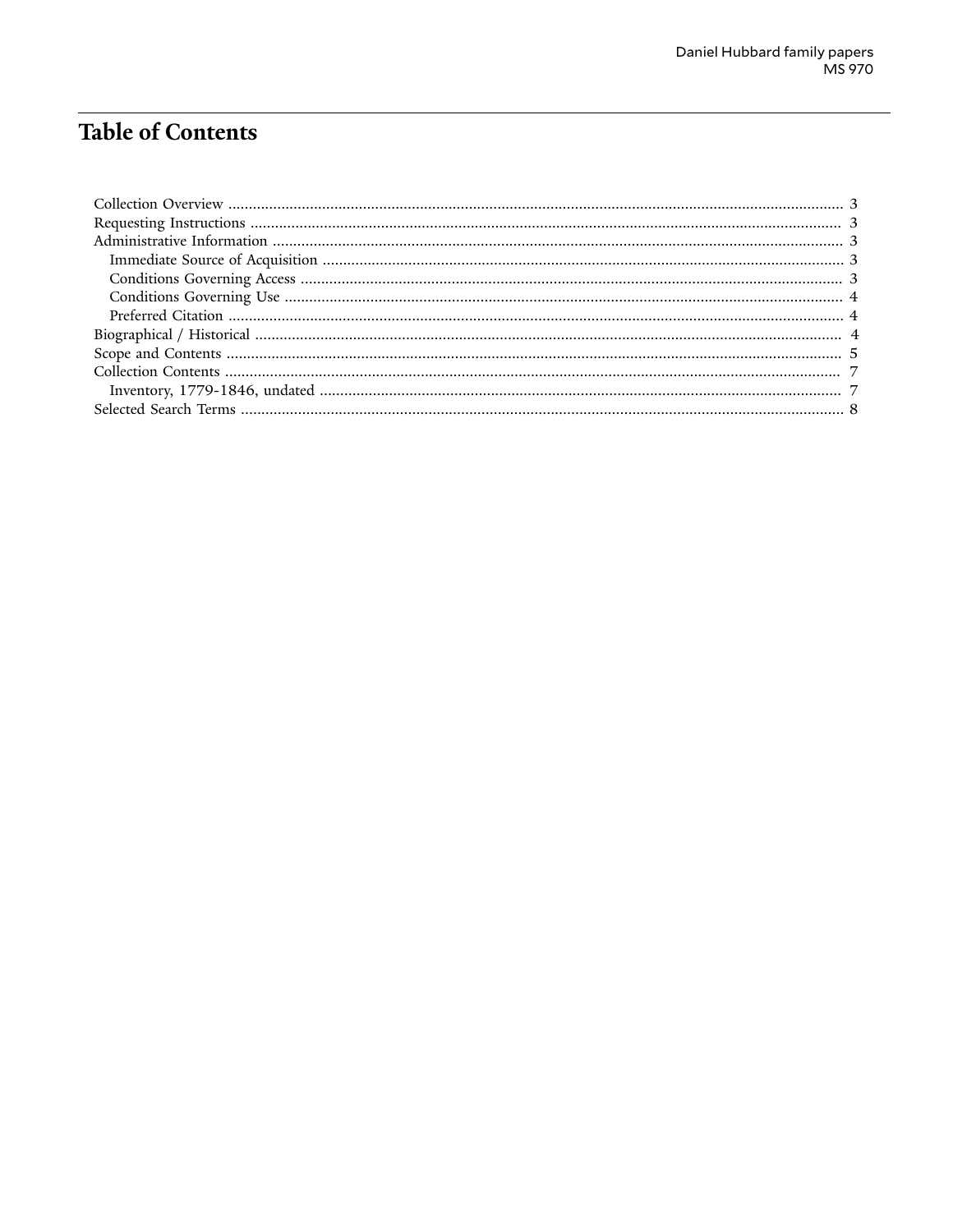# Table of Contents

- Collection Overview ... 3
- Requesting Instructions ... 3
- Administrative Information ... 3
  - Immediate Source of Acquisition ... 3
  - Conditions Governing Access ... 3
  - Conditions Governing Use ... 4
  - Preferred Citation ... 4
- Biographical / Historical ... 4
- Scope and Contents ... 5
- Collection Contents ... 7
  - Inventory, 1779-1846, undated ... 7
- Selected Search Terms ... 8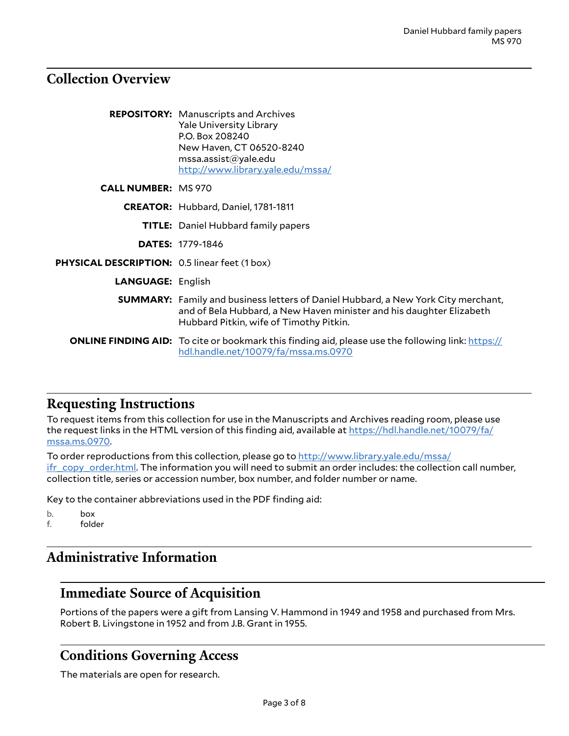## Collection Overview

**REPOSITORY:** Manuscripts and Archives
Yale University Library
P.O. Box 208240
New Haven, CT 06520-8240
mssa.assist@yale.edu
http://www.library.yale.edu/mssa/

**CALL NUMBER:** MS 970

**CREATOR:** Hubbard, Daniel, 1781-1811

**TITLE:** Daniel Hubbard family papers

**DATES:** 1779-1846

**PHYSICAL DESCRIPTION:** 0.5 linear feet (1 box)

**LANGUAGE:** English

**SUMMARY:** Family and business letters of Daniel Hubbard, a New York City merchant, and of Bela Hubbard, a New Haven minister and his daughter Elizabeth Hubbard Pitkin, wife of Timothy Pitkin.

**ONLINE FINDING AID:** To cite or bookmark this finding aid, please use the following link: https://hdl.handle.net/10079/fa/mssa.ms.0970

## Requesting Instructions

To request items from this collection for use in the Manuscripts and Archives reading room, please use the request links in the HTML version of this finding aid, available at https://hdl.handle.net/10079/fa/mssa.ms.0970.

To order reproductions from this collection, please go to http://www.library.yale.edu/mssa/ifr_copy_order.html. The information you will need to submit an order includes: the collection call number, collection title, series or accession number, box number, and folder number or name.

Key to the container abbreviations used in the PDF finding aid:

b. box
f. folder

## Administrative Information

### Immediate Source of Acquisition

Portions of the papers were a gift from Lansing V. Hammond in 1949 and 1958 and purchased from Mrs. Robert B. Livingstone in 1952 and from J.B. Grant in 1955.

### Conditions Governing Access

The materials are open for research.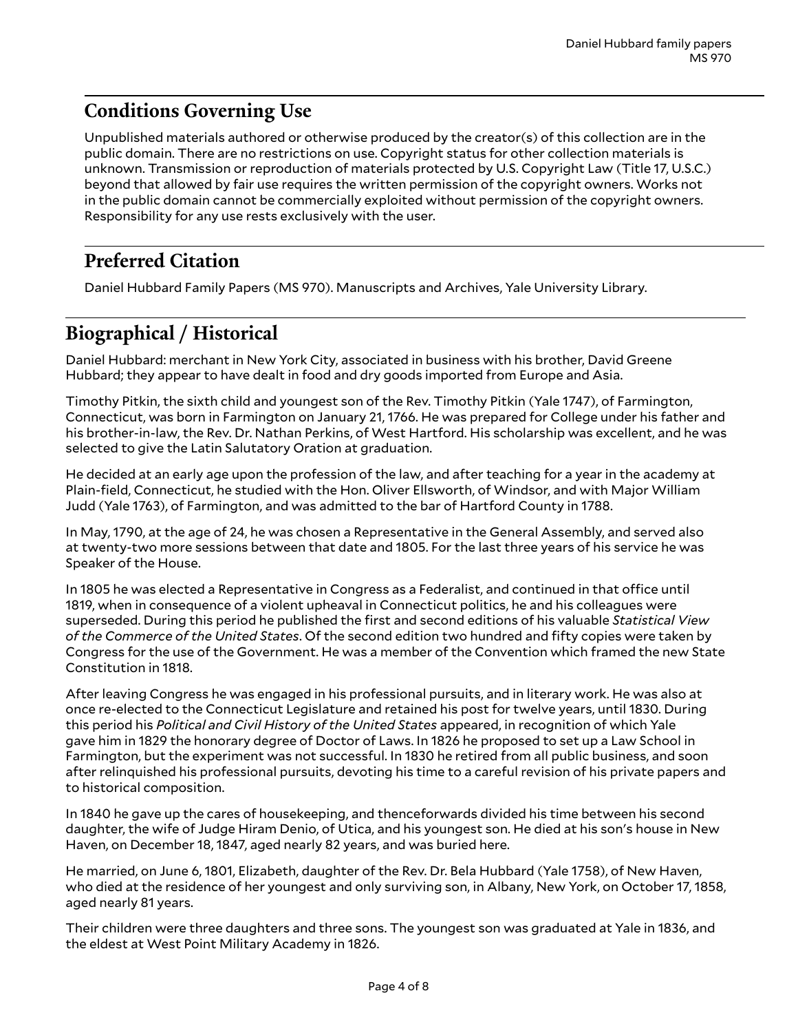## Conditions Governing Use

Unpublished materials authored or otherwise produced by the creator(s) of this collection are in the public domain. There are no restrictions on use. Copyright status for other collection materials is unknown. Transmission or reproduction of materials protected by U.S. Copyright Law (Title 17, U.S.C.) beyond that allowed by fair use requires the written permission of the copyright owners. Works not in the public domain cannot be commercially exploited without permission of the copyright owners. Responsibility for any use rests exclusively with the user.

## Preferred Citation

Daniel Hubbard Family Papers (MS 970). Manuscripts and Archives, Yale University Library.

# Biographical / Historical

Daniel Hubbard: merchant in New York City, associated in business with his brother, David Greene Hubbard; they appear to have dealt in food and dry goods imported from Europe and Asia.

Timothy Pitkin, the sixth child and youngest son of the Rev. Timothy Pitkin (Yale 1747), of Farmington, Connecticut, was born in Farmington on January 21, 1766. He was prepared for College under his father and his brother-in-law, the Rev. Dr. Nathan Perkins, of West Hartford. His scholarship was excellent, and he was selected to give the Latin Salutatory Oration at graduation.

He decided at an early age upon the profession of the law, and after teaching for a year in the academy at Plain-field, Connecticut, he studied with the Hon. Oliver Ellsworth, of Windsor, and with Major William Judd (Yale 1763), of Farmington, and was admitted to the bar of Hartford County in 1788.

In May, 1790, at the age of 24, he was chosen a Representative in the General Assembly, and served also at twenty-two more sessions between that date and 1805. For the last three years of his service he was Speaker of the House.

In 1805 he was elected a Representative in Congress as a Federalist, and continued in that office until 1819, when in consequence of a violent upheaval in Connecticut politics, he and his colleagues were superseded. During this period he published the first and second editions of his valuable *Statistical View of the Commerce of the United States*. Of the second edition two hundred and fifty copies were taken by Congress for the use of the Government. He was a member of the Convention which framed the new State Constitution in 1818.

After leaving Congress he was engaged in his professional pursuits, and in literary work. He was also at once re-elected to the Connecticut Legislature and retained his post for twelve years, until 1830. During this period his *Political and Civil History of the United States* appeared, in recognition of which Yale gave him in 1829 the honorary degree of Doctor of Laws. In 1826 he proposed to set up a Law School in Farmington, but the experiment was not successful. In 1830 he retired from all public business, and soon after relinquished his professional pursuits, devoting his time to a careful revision of his private papers and to historical composition.

In 1840 he gave up the cares of housekeeping, and thenceforwards divided his time between his second daughter, the wife of Judge Hiram Denio, of Utica, and his youngest son. He died at his son's house in New Haven, on December 18, 1847, aged nearly 82 years, and was buried here.

He married, on June 6, 1801, Elizabeth, daughter of the Rev. Dr. Bela Hubbard (Yale 1758), of New Haven, who died at the residence of her youngest and only surviving son, in Albany, New York, on October 17, 1858, aged nearly 81 years.

Their children were three daughters and three sons. The youngest son was graduated at Yale in 1836, and the eldest at West Point Military Academy in 1826.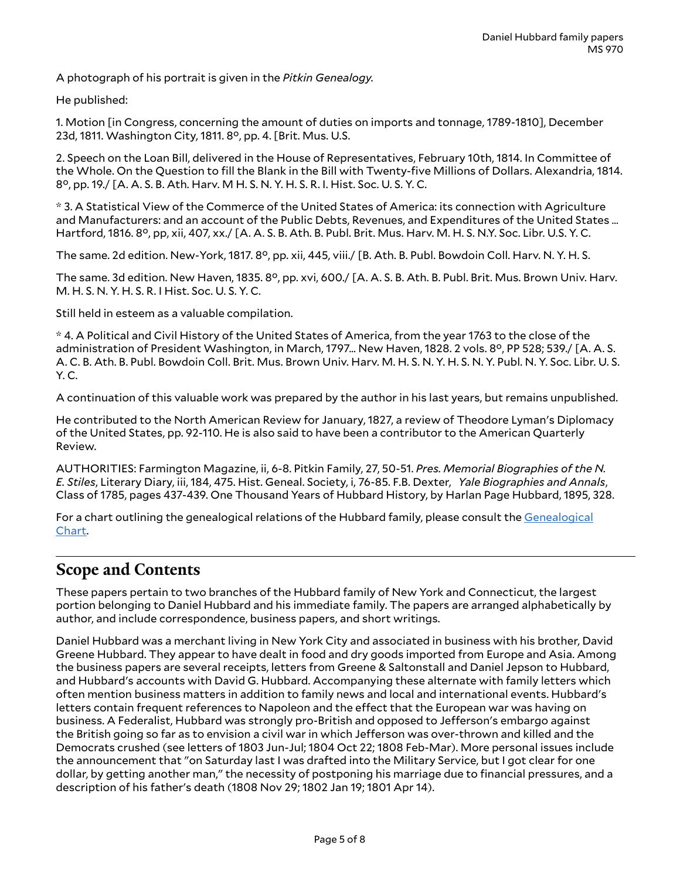A photograph of his portrait is given in the *Pitkin Genealogy.*

He published:

1. Motion [in Congress, concerning the amount of duties on imports and tonnage, 1789-1810], December 23d, 1811. Washington City, 1811. 8º, pp. 4. [Brit. Mus. U.S.

2. Speech on the Loan Bill, delivered in the House of Representatives, February 10th, 1814. In Committee of the Whole. On the Question to fill the Blank in the Bill with Twenty-five Millions of Dollars. Alexandria, 1814. 8º, pp. 19./ [A. A. S. B. Ath. Harv. M H. S. N. Y. H. S. R. I. Hist. Soc. U. S. Y. C.

* 3. A Statistical View of the Commerce of the United States of America: its connection with Agriculture and Manufacturers: and an account of the Public Debts, Revenues, and Expenditures of the United States ... Hartford, 1816. 8º, pp, xii, 407, xx./ [A. A. S. B. Ath. B. Publ. Brit. Mus. Harv. M. H. S. N.Y. Soc. Libr. U.S. Y. C.

The same. 2d edition. New-York, 1817. 8º, pp. xii, 445, viii./ [B. Ath. B. Publ. Bowdoin Coll. Harv. N. Y. H. S.

The same. 3d edition. New Haven, 1835. 8º, pp. xvi, 600./ [A. A. S. B. Ath. B. Publ. Brit. Mus. Brown Univ. Harv. M. H. S. N. Y. H. S. R. I Hist. Soc. U. S. Y. C.

Still held in esteem as a valuable compilation.

* 4. A Political and Civil History of the United States of America, from the year 1763 to the close of the administration of President Washington, in March, 1797... New Haven, 1828. 2 vols. 8º, PP 528; 539./ [A. A. S. A. C. B. Ath. B. Publ. Bowdoin Coll. Brit. Mus. Brown Univ. Harv. M. H. S. N. Y. H. S. N. Y. Publ. N. Y. Soc. Libr. U. S. Y. C.

A continuation of this valuable work was prepared by the author in his last years, but remains unpublished.

He contributed to the North American Review for January, 1827, a review of Theodore Lyman's Diplomacy of the United States, pp. 92-110. He is also said to have been a contributor to the American Quarterly Review.

AUTHORITIES: Farmington Magazine, ii, 6-8. Pitkin Family, 27, 50-51. *Pres. Memorial Biographies of the N. E. Stiles*, Literary Diary, iii, 184, 475. Hist. Geneal. Society, i, 76-85. F.B. Dexter, *Yale Biographies and Annals*, Class of 1785, pages 437-439. One Thousand Years of Hubbard History, by Harlan Page Hubbard, 1895, 328.

For a chart outlining the genealogical relations of the Hubbard family, please consult the Genealogical Chart.

## Scope and Contents

These papers pertain to two branches of the Hubbard family of New York and Connecticut, the largest portion belonging to Daniel Hubbard and his immediate family. The papers are arranged alphabetically by author, and include correspondence, business papers, and short writings.

Daniel Hubbard was a merchant living in New York City and associated in business with his brother, David Greene Hubbard. They appear to have dealt in food and dry goods imported from Europe and Asia. Among the business papers are several receipts, letters from Greene & Saltonstall and Daniel Jepson to Hubbard, and Hubbard's accounts with David G. Hubbard. Accompanying these alternate with family letters which often mention business matters in addition to family news and local and international events. Hubbard's letters contain frequent references to Napoleon and the effect that the European war was having on business. A Federalist, Hubbard was strongly pro-British and opposed to Jefferson's embargo against the British going so far as to envision a civil war in which Jefferson was over-thrown and killed and the Democrats crushed (see letters of 1803 Jun-Jul; 1804 Oct 22; 1808 Feb-Mar). More personal issues include the announcement that "on Saturday last I was drafted into the Military Service, but I got clear for one dollar, by getting another man," the necessity of postponing his marriage due to financial pressures, and a description of his father's death (1808 Nov 29; 1802 Jan 19; 1801 Apr 14).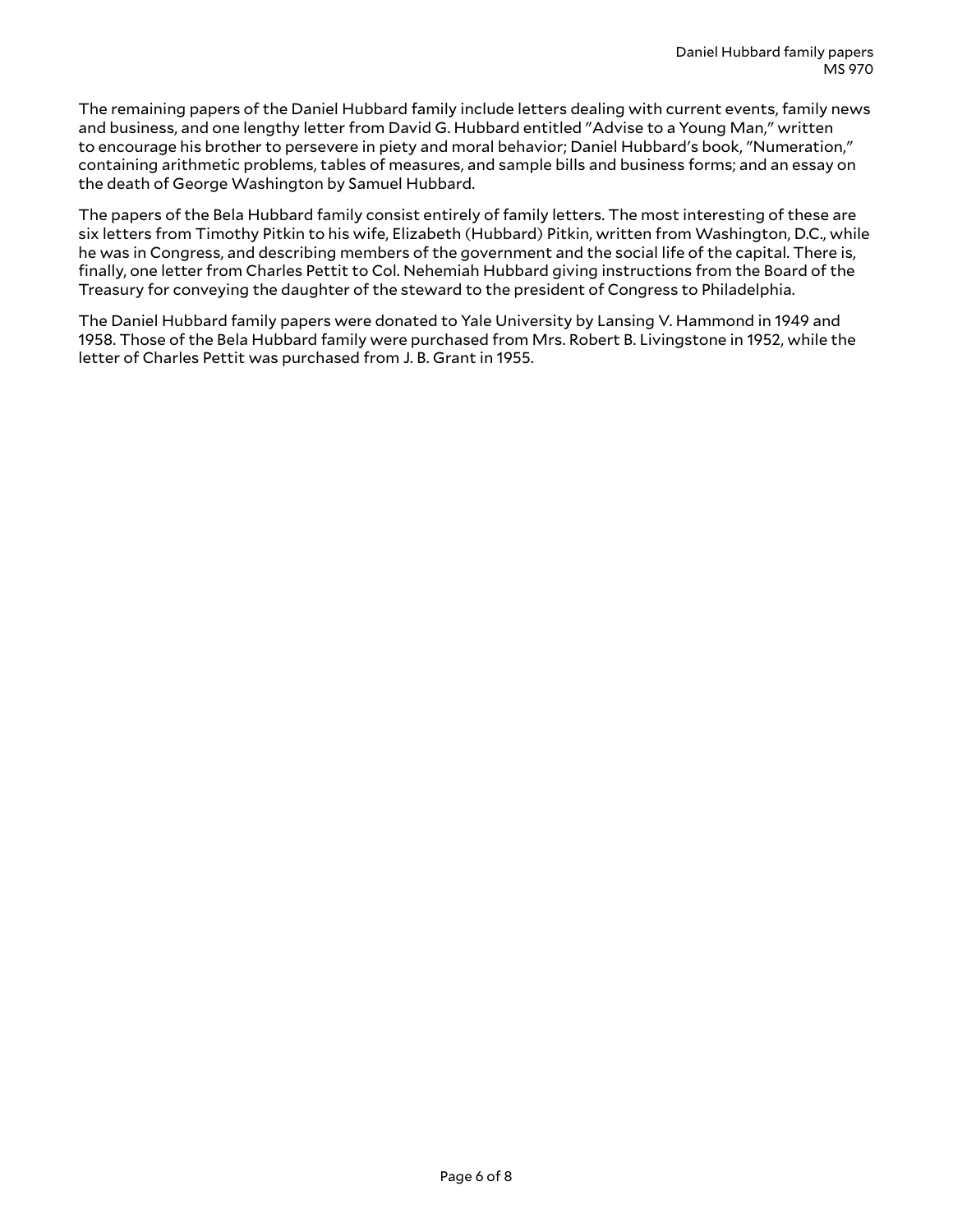The remaining papers of the Daniel Hubbard family include letters dealing with current events, family news and business, and one lengthy letter from David G. Hubbard entitled "Advise to a Young Man," written to encourage his brother to persevere in piety and moral behavior; Daniel Hubbard's book, "Numeration," containing arithmetic problems, tables of measures, and sample bills and business forms; and an essay on the death of George Washington by Samuel Hubbard.

The papers of the Bela Hubbard family consist entirely of family letters. The most interesting of these are six letters from Timothy Pitkin to his wife, Elizabeth (Hubbard) Pitkin, written from Washington, D.C., while he was in Congress, and describing members of the government and the social life of the capital. There is, finally, one letter from Charles Pettit to Col. Nehemiah Hubbard giving instructions from the Board of the Treasury for conveying the daughter of the steward to the president of Congress to Philadelphia.

The Daniel Hubbard family papers were donated to Yale University by Lansing V. Hammond in 1949 and 1958. Those of the Bela Hubbard family were purchased from Mrs. Robert B. Livingstone in 1952, while the letter of Charles Pettit was purchased from J. B. Grant in 1955.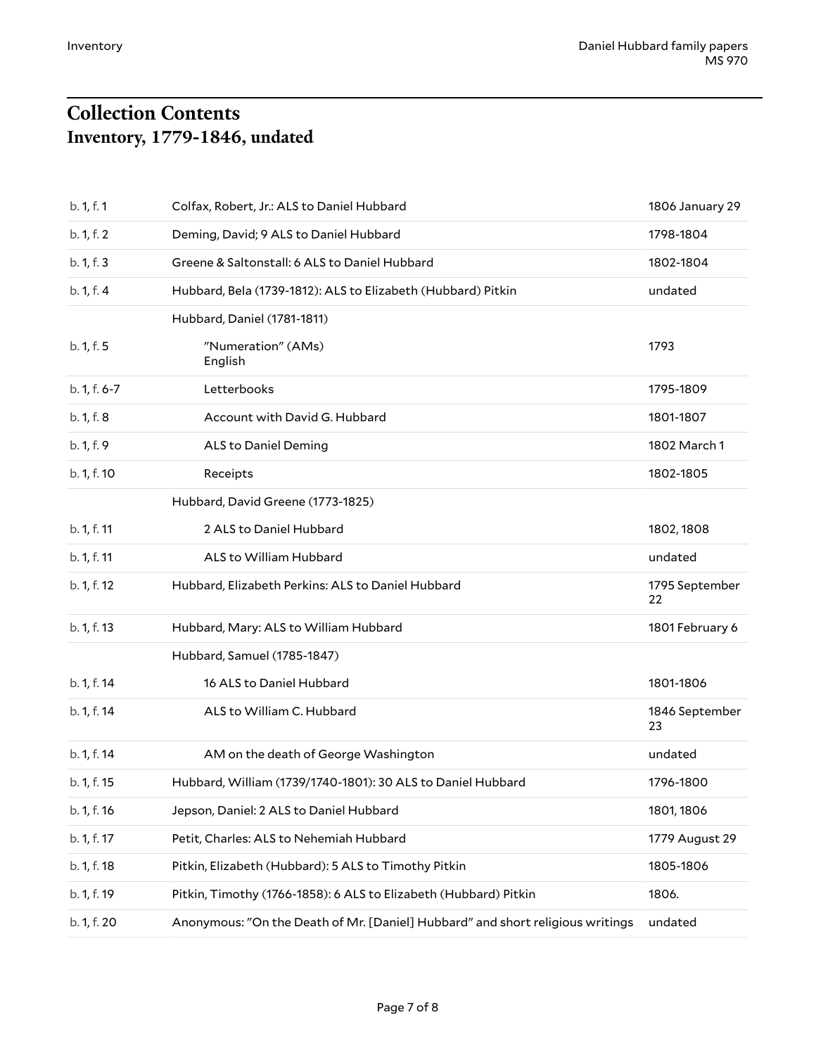# Collection Contents

## Inventory, 1779-1846, undated

| | | |
|---|---|---|
| b. 1, f. 1 | Colfax, Robert, Jr.: ALS to Daniel Hubbard | 1806 January 29 |
| b. 1, f. 2 | Deming, David; 9 ALS to Daniel Hubbard | 1798-1804 |
| b. 1, f. 3 | Greene & Saltonstall: 6 ALS to Daniel Hubbard | 1802-1804 |
| b. 1, f. 4 | Hubbard, Bela (1739-1812): ALS to Elizabeth (Hubbard) Pitkin | undated |
| | Hubbard, Daniel (1781-1811) | |
| b. 1, f. 5 | "Numeration" (AMs) English | 1793 |
| b. 1, f. 6-7 | Letterbooks | 1795-1809 |
| b. 1, f. 8 | Account with David G. Hubbard | 1801-1807 |
| b. 1, f. 9 | ALS to Daniel Deming | 1802 March 1 |
| b. 1, f. 10 | Receipts | 1802-1805 |
| | Hubbard, David Greene (1773-1825) | |
| b. 1, f. 11 | 2 ALS to Daniel Hubbard | 1802, 1808 |
| b. 1, f. 11 | ALS to William Hubbard | undated |
| b. 1, f. 12 | Hubbard, Elizabeth Perkins: ALS to Daniel Hubbard | 1795 September 22 |
| b. 1, f. 13 | Hubbard, Mary: ALS to William Hubbard | 1801 February 6 |
| | Hubbard, Samuel (1785-1847) | |
| b. 1, f. 14 | 16 ALS to Daniel Hubbard | 1801-1806 |
| b. 1, f. 14 | ALS to William C. Hubbard | 1846 September 23 |
| b. 1, f. 14 | AM on the death of George Washington | undated |
| b. 1, f. 15 | Hubbard, William (1739/1740-1801): 30 ALS to Daniel Hubbard | 1796-1800 |
| b. 1, f. 16 | Jepson, Daniel: 2 ALS to Daniel Hubbard | 1801, 1806 |
| b. 1, f. 17 | Petit, Charles: ALS to Nehemiah Hubbard | 1779 August 29 |
| b. 1, f. 18 | Pitkin, Elizabeth (Hubbard): 5 ALS to Timothy Pitkin | 1805-1806 |
| b. 1, f. 19 | Pitkin, Timothy (1766-1858): 6 ALS to Elizabeth (Hubbard) Pitkin | 1806. |
| b. 1, f. 20 | Anonymous: "On the Death of Mr. [Daniel] Hubbard" and short religious writings | undated |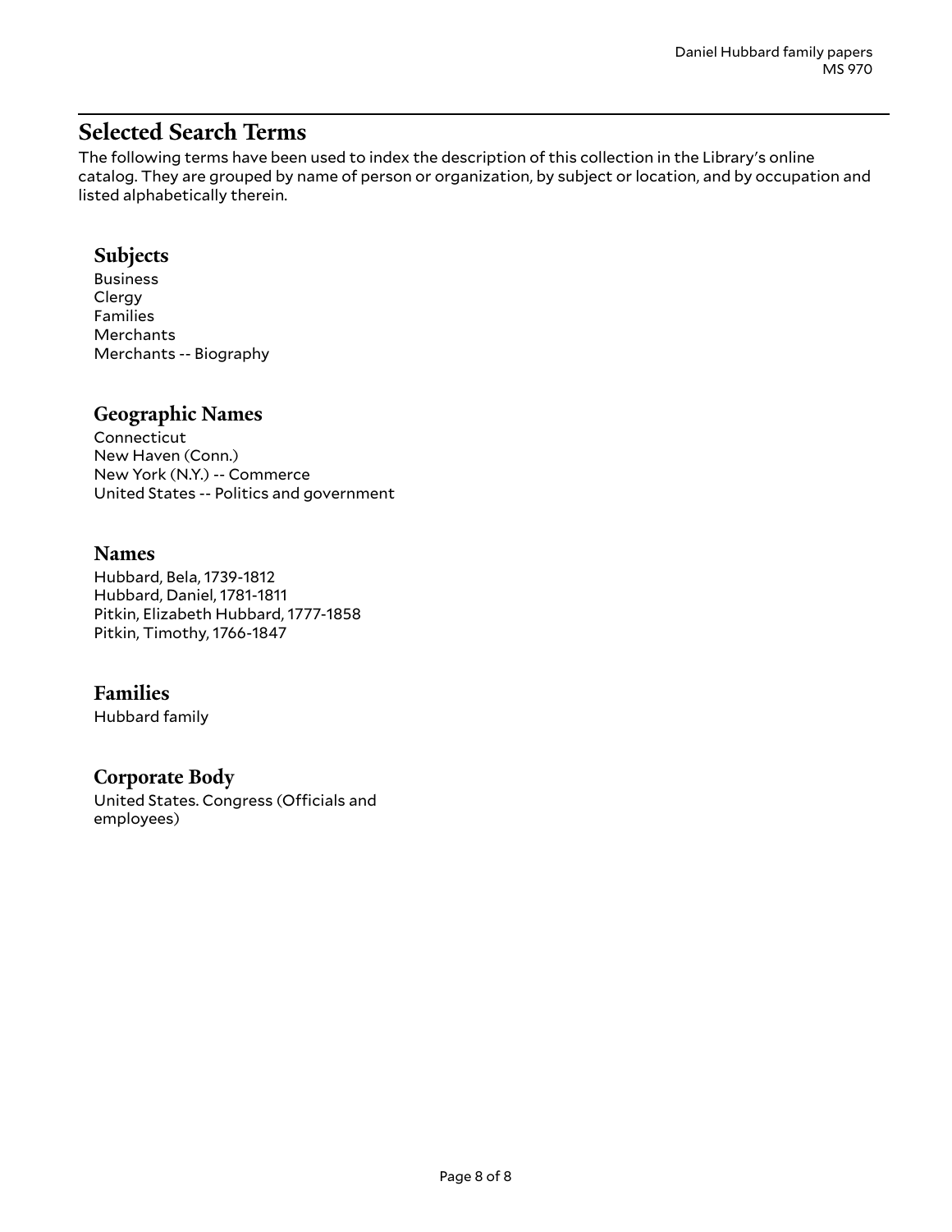## Selected Search Terms

The following terms have been used to index the description of this collection in the Library's online catalog. They are grouped by name of person or organization, by subject or location, and by occupation and listed alphabetically therein.

### Subjects

Business
Clergy
Families
Merchants
Merchants -- Biography

### Geographic Names

Connecticut
New Haven (Conn.)
New York (N.Y.) -- Commerce
United States -- Politics and government

### Names

Hubbard, Bela, 1739-1812
Hubbard, Daniel, 1781-1811
Pitkin, Elizabeth Hubbard, 1777-1858
Pitkin, Timothy, 1766-1847

### Families

Hubbard family

### Corporate Body

United States. Congress (Officials and employees)